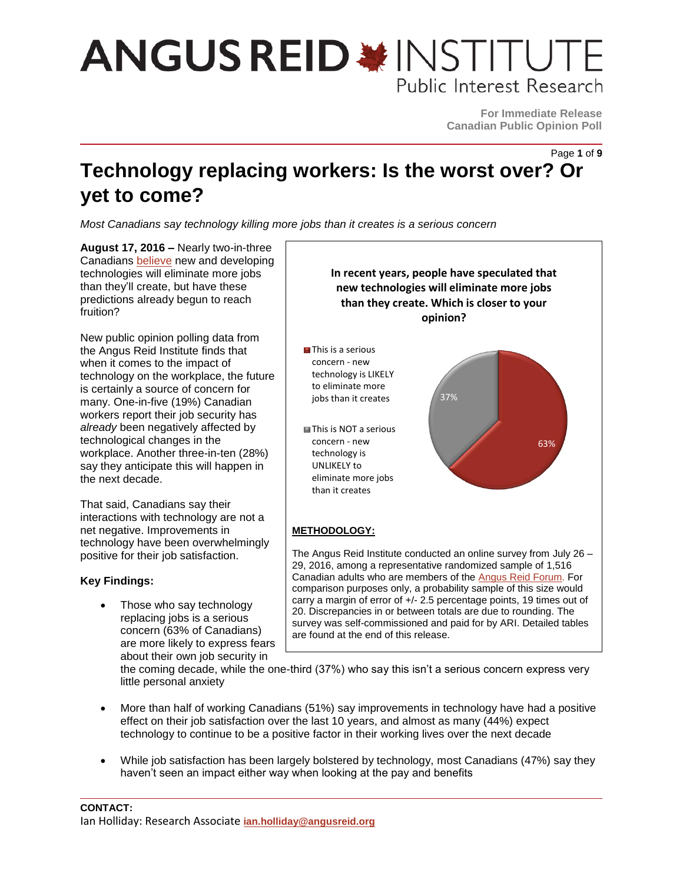# Technology replacing workers: Is the worst over? Or yet to come?

*Most Canadians say technology killing more jobs than it creates is a serious concern*

**August 17, 2016 –** Nearly two-in-three Canadians believe new and developing technologies will eliminate more jobs than they'll create, but have these predictions already begun to reach fruition?

New public opinion polling data from the Angus Reid Institute finds that when it comes to the impact of technology on the workplace, the future is certainly a source of concern for many. One-in-five (19%) Canadian workers report their job security has *already* been negatively affected by technological changes in the workplace. Another three-in-ten (28%) say they anticipate this will happen in the next decade.

That said, Canadians say their interactions with technology are not a net negative. Improvements in technology have been overwhelmingly positive for their job satisfaction.

**In recent years, people have speculated that new technologies will eliminate more jobs than they create. Which is closer to your opinion?**

| Response | % |
|---|---|
| This is a serious concern - new technology is LIKELY to eliminate more jobs than it creates | 63% |
| This is NOT a serious concern - new technology is UNLIKELY to eliminate more jobs than it creates | 37% |

**METHODOLOGY:**

The Angus Reid Institute conducted an online survey from July 26 – 29, 2016, among a representative randomized sample of 1,516 Canadian adults who are members of the Angus Reid Forum. For comparison purposes only, a probability sample of this size would carry a margin of error of +/- 2.5 percentage points, 19 times out of 20. Discrepancies in or between totals are due to rounding. The survey was self-commissioned and paid for by ARI. Detailed tables are found at the end of this release.

**Key Findings:**

- Those who say technology replacing jobs is a serious concern (63% of Canadians) are more likely to express fears about their own job security in the coming decade, while the one-third (37%) who say this isn't a serious concern express very little personal anxiety
- More than half of working Canadians (51%) say improvements in technology have had a positive effect on their job satisfaction over the last 10 years, and almost as many (44%) expect technology to continue to be a positive factor in their working lives over the next decade
- While job satisfaction has been largely bolstered by technology, most Canadians (47%) say they haven't seen an impact either way when looking at the pay and benefits

**CONTACT:**
Ian Holliday: Research Associate **ian.holliday@angusreid.org**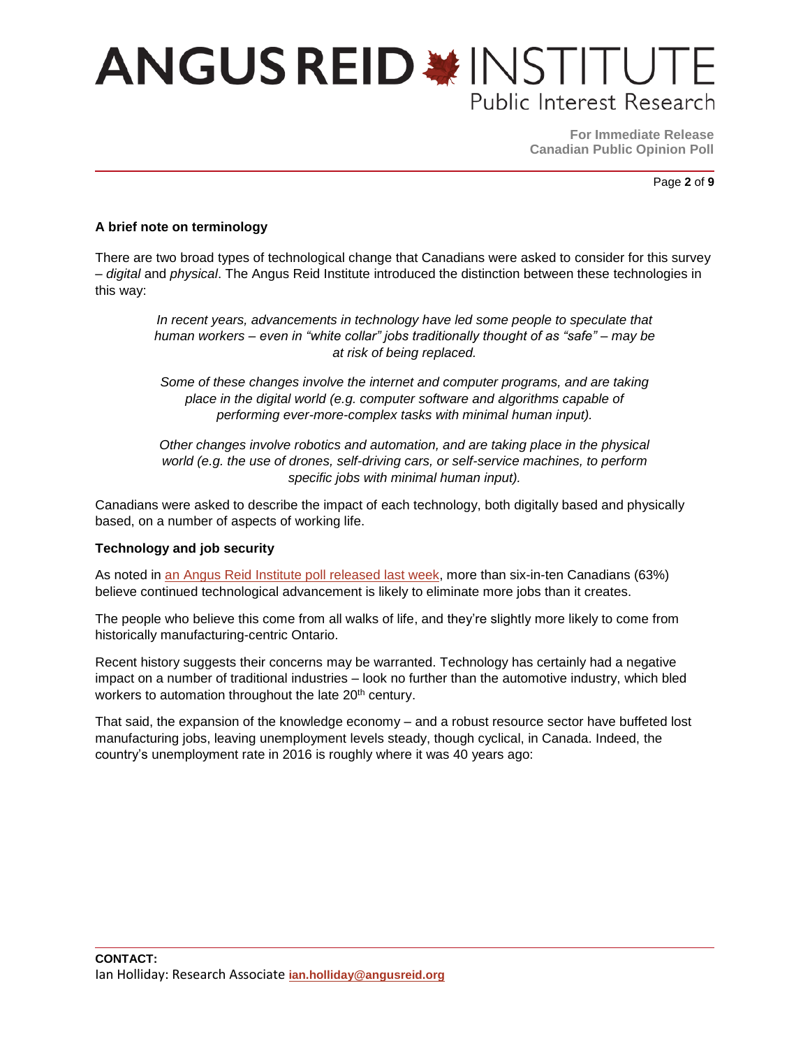### A brief note on terminology

There are two broad types of technological change that Canadians were asked to consider for this survey – *digital* and *physical*. The Angus Reid Institute introduced the distinction between these technologies in this way:

> *In recent years, advancements in technology have led some people to speculate that human workers – even in "white collar" jobs traditionally thought of as "safe" – may be at risk of being replaced.*
>
> *Some of these changes involve the internet and computer programs, and are taking place in the digital world (e.g. computer software and algorithms capable of performing ever-more-complex tasks with minimal human input).*
>
> *Other changes involve robotics and automation, and are taking place in the physical world (e.g. the use of drones, self-driving cars, or self-service machines, to perform specific jobs with minimal human input).*

Canadians were asked to describe the impact of each technology, both digitally based and physically based, on a number of aspects of working life.

### Technology and job security

As noted in an Angus Reid Institute poll released last week, more than six-in-ten Canadians (63%) believe continued technological advancement is likely to eliminate more jobs than it creates.

The people who believe this come from all walks of life, and they're slightly more likely to come from historically manufacturing-centric Ontario.

Recent history suggests their concerns may be warranted. Technology has certainly had a negative impact on a number of traditional industries – look no further than the automotive industry, which bled workers to automation throughout the late 20th century.

That said, the expansion of the knowledge economy – and a robust resource sector have buffeted lost manufacturing jobs, leaving unemployment levels steady, though cyclical, in Canada. Indeed, the country's unemployment rate in 2016 is roughly where it was 40 years ago:

**CONTACT:**
Ian Holliday: Research Associate ian.holliday@angusreid.org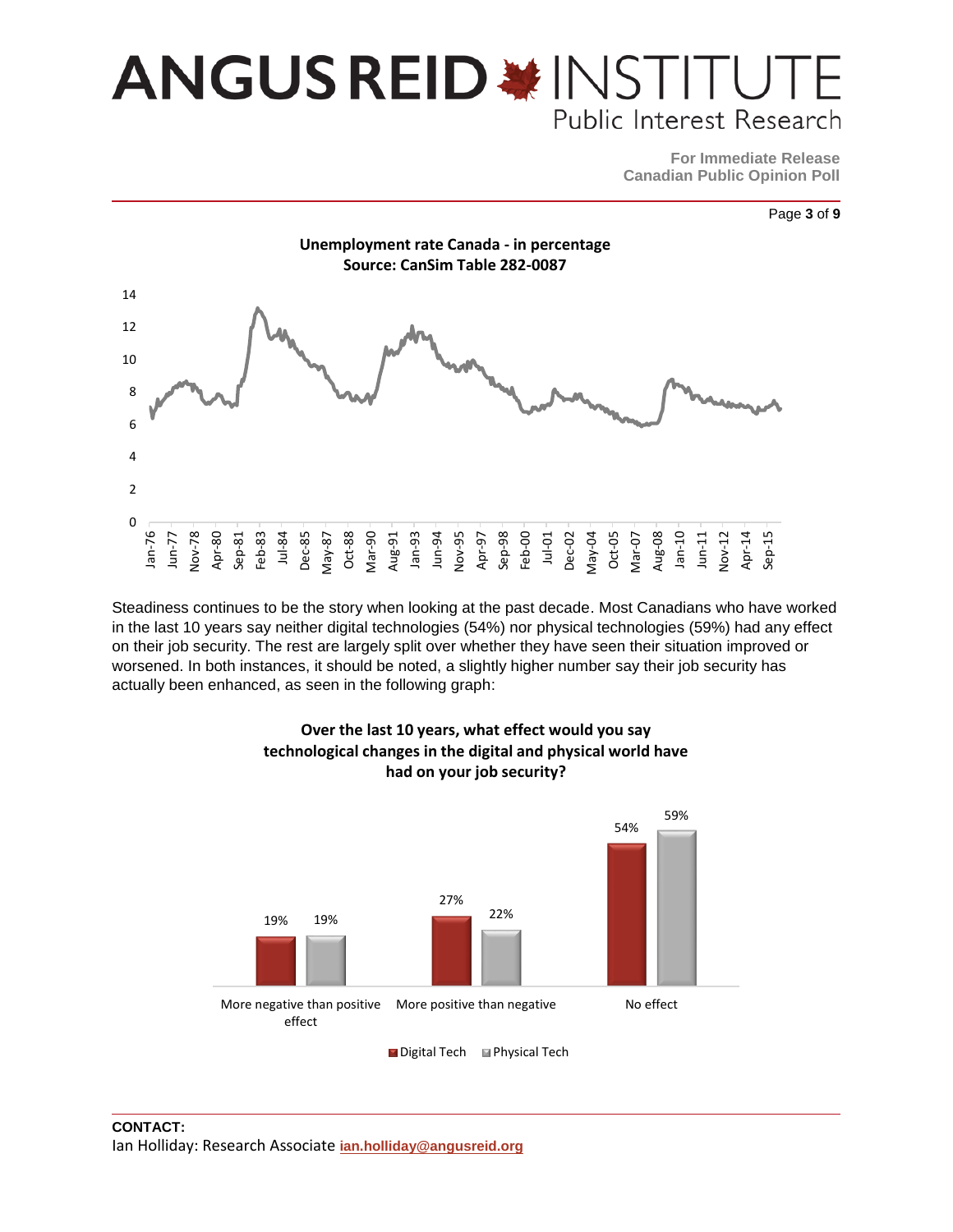**Unemployment rate Canada - in percentage**
**Source: CanSim Table 282-0087**

Steadiness continues to be the story when looking at the past decade. Most Canadians who have worked in the last 10 years say neither digital technologies (54%) nor physical technologies (59%) had any effect on their job security. The rest are largely split over whether they have seen their situation improved or worsened. In both instances, it should be noted, a slightly higher number say their job security has actually been enhanced, as seen in the following graph:

**Over the last 10 years, what effect would you say technological changes in the digital and physical world have had on your job security?**

| | Digital Tech | Physical Tech |
|---|---|---|
| More negative than positive effect | 19% | 19% |
| More positive than negative | 27% | 22% |
| No effect | 54% | 59% |

**CONTACT:**
Ian Holliday: Research Associate ian.holliday@angusreid.org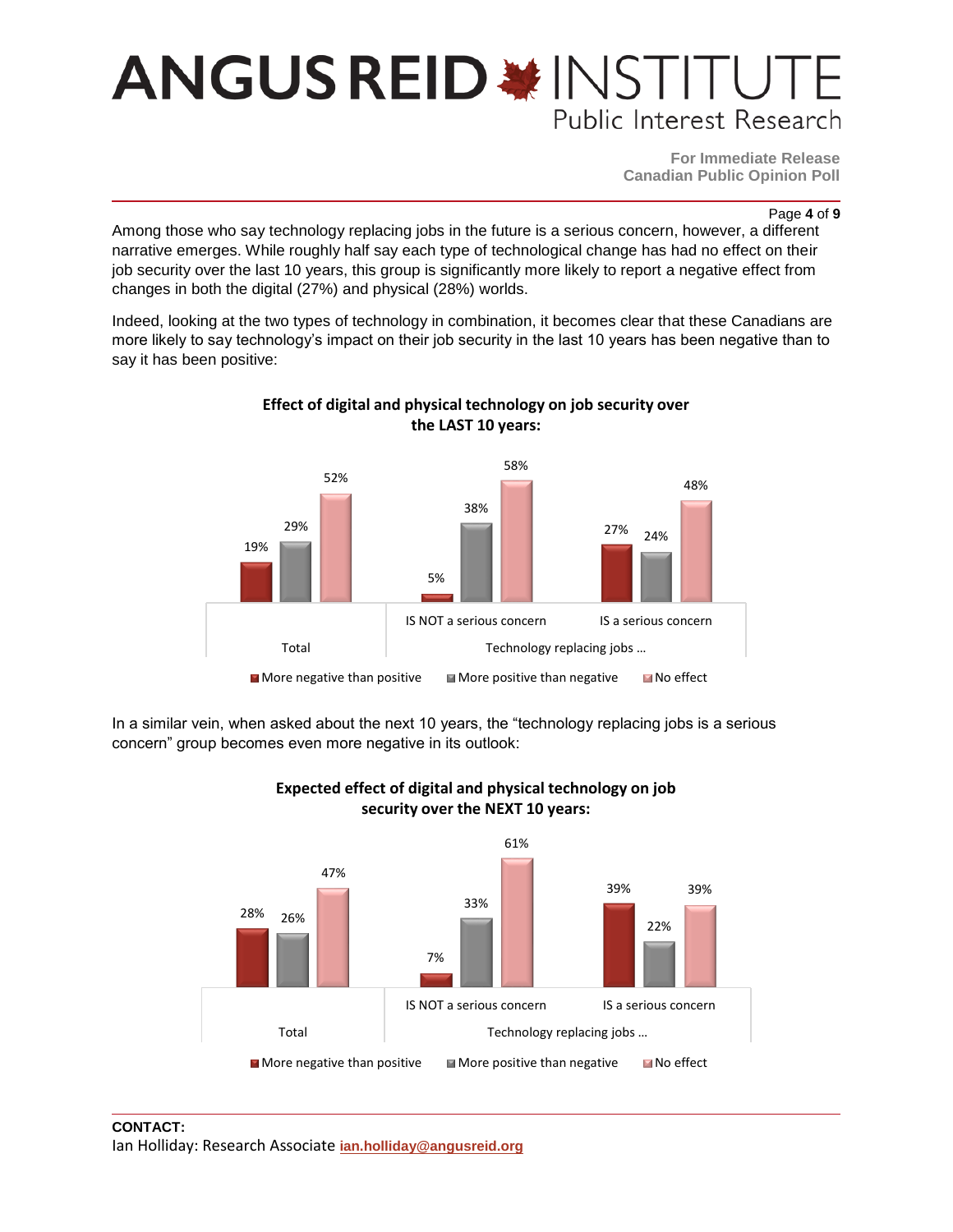Among those who say technology replacing jobs in the future is a serious concern, however, a different narrative emerges. While roughly half say each type of technological change has had no effect on their job security over the last 10 years, this group is significantly more likely to report a negative effect from changes in both the digital (27%) and physical (28%) worlds.

Indeed, looking at the two types of technology in combination, it becomes clear that these Canadians are more likely to say technology's impact on their job security in the last 10 years has been negative than to say it has been positive:

**Effect of digital and physical technology on job security over the LAST 10 years:**

| | Total | Technology replacing jobs … IS NOT a serious concern | Technology replacing jobs … IS a serious concern |
|---|---|---|---|
| More negative than positive | 19% | 5% | 27% |
| More positive than negative | 29% | 38% | 24% |
| No effect | 52% | 58% | 48% |

In a similar vein, when asked about the next 10 years, the "technology replacing jobs is a serious concern" group becomes even more negative in its outlook:

**Expected effect of digital and physical technology on job security over the NEXT 10 years:**

| | Total | Technology replacing jobs … IS NOT a serious concern | Technology replacing jobs … IS a serious concern |
|---|---|---|---|
| More negative than positive | 28% | 7% | 39% |
| More positive than negative | 26% | 33% | 22% |
| No effect | 47% | 61% | 39% |

**CONTACT:**
Ian Holliday: Research Associate **ian.holliday@angusreid.org**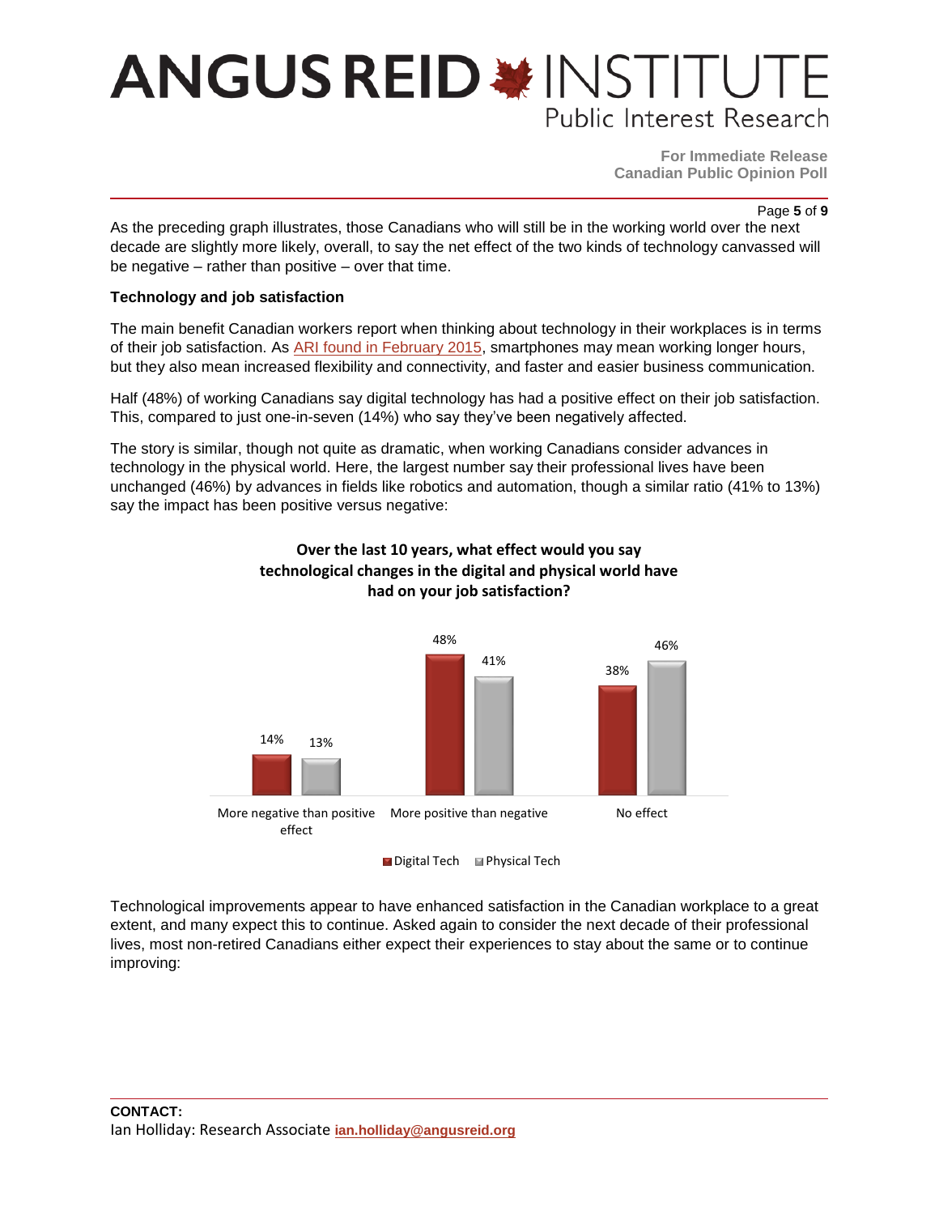As the preceding graph illustrates, those Canadians who will still be in the working world over the next decade are slightly more likely, overall, to say the net effect of the two kinds of technology canvassed will be negative – rather than positive – over that time.

**Technology and job satisfaction**

The main benefit Canadian workers report when thinking about technology in their workplaces is in terms of their job satisfaction. As ARI found in February 2015, smartphones may mean working longer hours, but they also mean increased flexibility and connectivity, and faster and easier business communication.

Half (48%) of working Canadians say digital technology has had a positive effect on their job satisfaction. This, compared to just one-in-seven (14%) who say they've been negatively affected.

The story is similar, though not quite as dramatic, when working Canadians consider advances in technology in the physical world. Here, the largest number say their professional lives have been unchanged (46%) by advances in fields like robotics and automation, though a similar ratio (41% to 13%) say the impact has been positive versus negative:

**Over the last 10 years, what effect would you say technological changes in the digital and physical world have had on your job satisfaction?**

| | Digital Tech | Physical Tech |
|---|---|---|
| More negative than positive effect | 14% | 13% |
| More positive than negative | 48% | 41% |
| No effect | 38% | 46% |

Technological improvements appear to have enhanced satisfaction in the Canadian workplace to a great extent, and many expect this to continue. Asked again to consider the next decade of their professional lives, most non-retired Canadians either expect their experiences to stay about the same or to continue improving:

**CONTACT:**
Ian Holliday: Research Associate **ian.holliday@angusreid.org**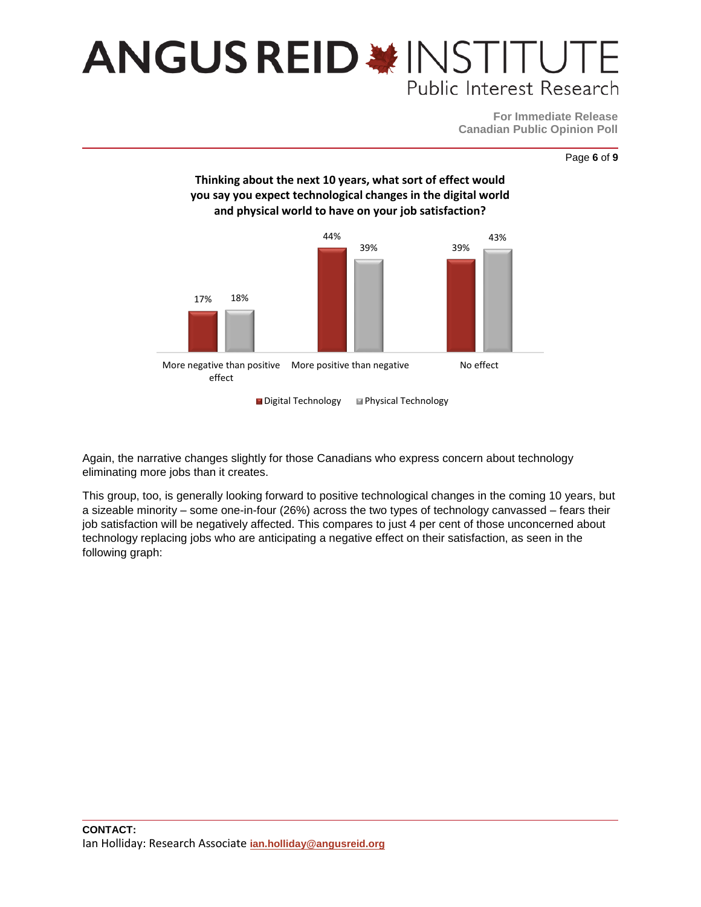**Thinking about the next 10 years, what sort of effect would you say you expect technological changes in the digital world and physical world to have on your job satisfaction?**

| | Digital Technology | Physical Technology |
|---|---|---|
| More negative than positive effect | 17% | 18% |
| More positive than negative | 44% | 39% |
| No effect | 39% | 43% |

Again, the narrative changes slightly for those Canadians who express concern about technology eliminating more jobs than it creates.

This group, too, is generally looking forward to positive technological changes in the coming 10 years, but a sizeable minority – some one-in-four (26%) across the two types of technology canvassed – fears their job satisfaction will be negatively affected. This compares to just 4 per cent of those unconcerned about technology replacing jobs who are anticipating a negative effect on their satisfaction, as seen in the following graph:

**CONTACT:**
Ian Holliday: Research Associate ian.holliday@angusreid.org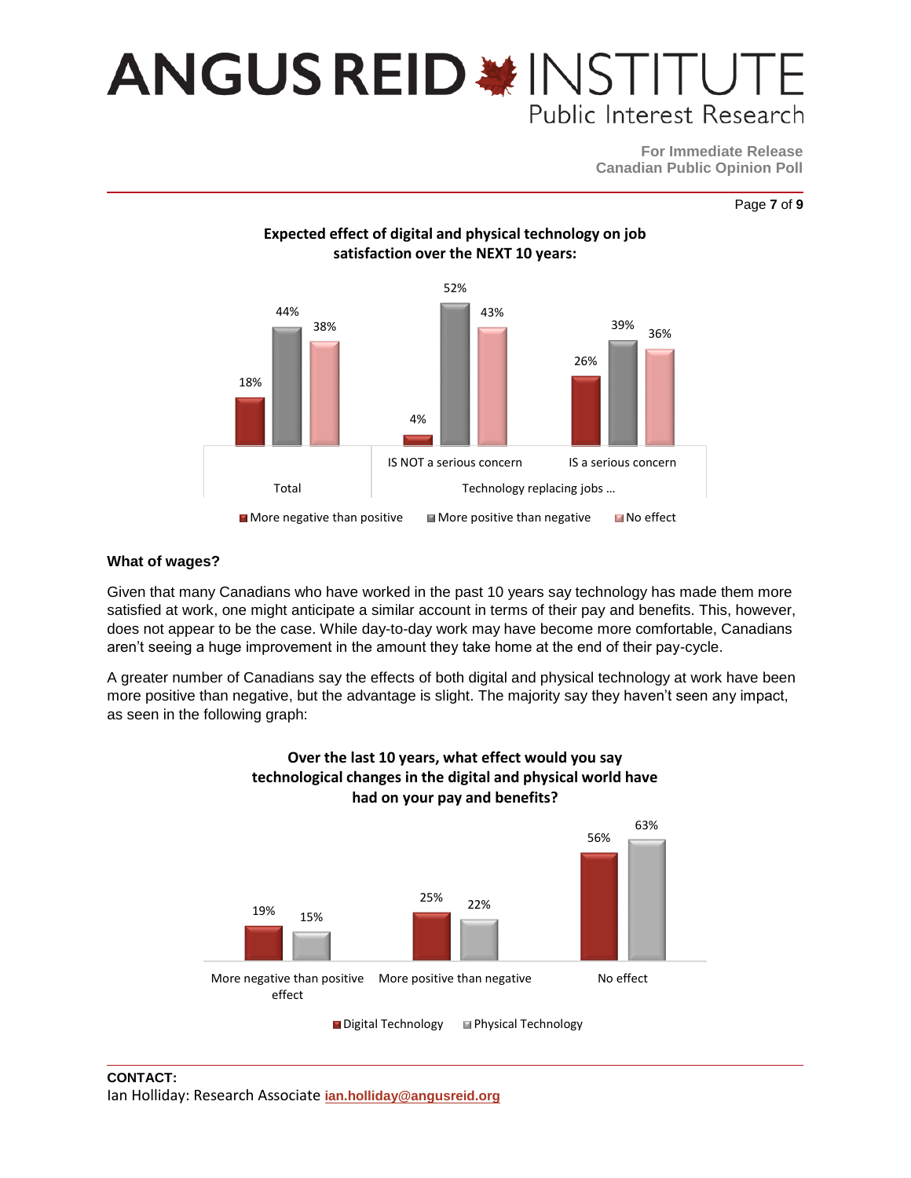**Expected effect of digital and physical technology on job satisfaction over the NEXT 10 years:**

| | More negative than positive | More positive than negative | No effect |
|---|---|---|---|
| Total | 18% | 44% | 38% |
| Technology replacing jobs … IS NOT a serious concern | 4% | 52% | 43% |
| Technology replacing jobs … IS a serious concern | 26% | 39% | 36% |

### What of wages?

Given that many Canadians who have worked in the past 10 years say technology has made them more satisfied at work, one might anticipate a similar account in terms of their pay and benefits. This, however, does not appear to be the case. While day-to-day work may have become more comfortable, Canadians aren't seeing a huge improvement in the amount they take home at the end of their pay-cycle.

A greater number of Canadians say the effects of both digital and physical technology at work have been more positive than negative, but the advantage is slight. The majority say they haven't seen any impact, as seen in the following graph:

**Over the last 10 years, what effect would you say technological changes in the digital and physical world have had on your pay and benefits?**

| | Digital Technology | Physical Technology |
|---|---|---|
| More negative than positive effect | 19% | 15% |
| More positive than negative | 25% | 22% |
| No effect | 56% | 63% |

**CONTACT:**
Ian Holliday: Research Associate **ian.holliday@angusreid.org**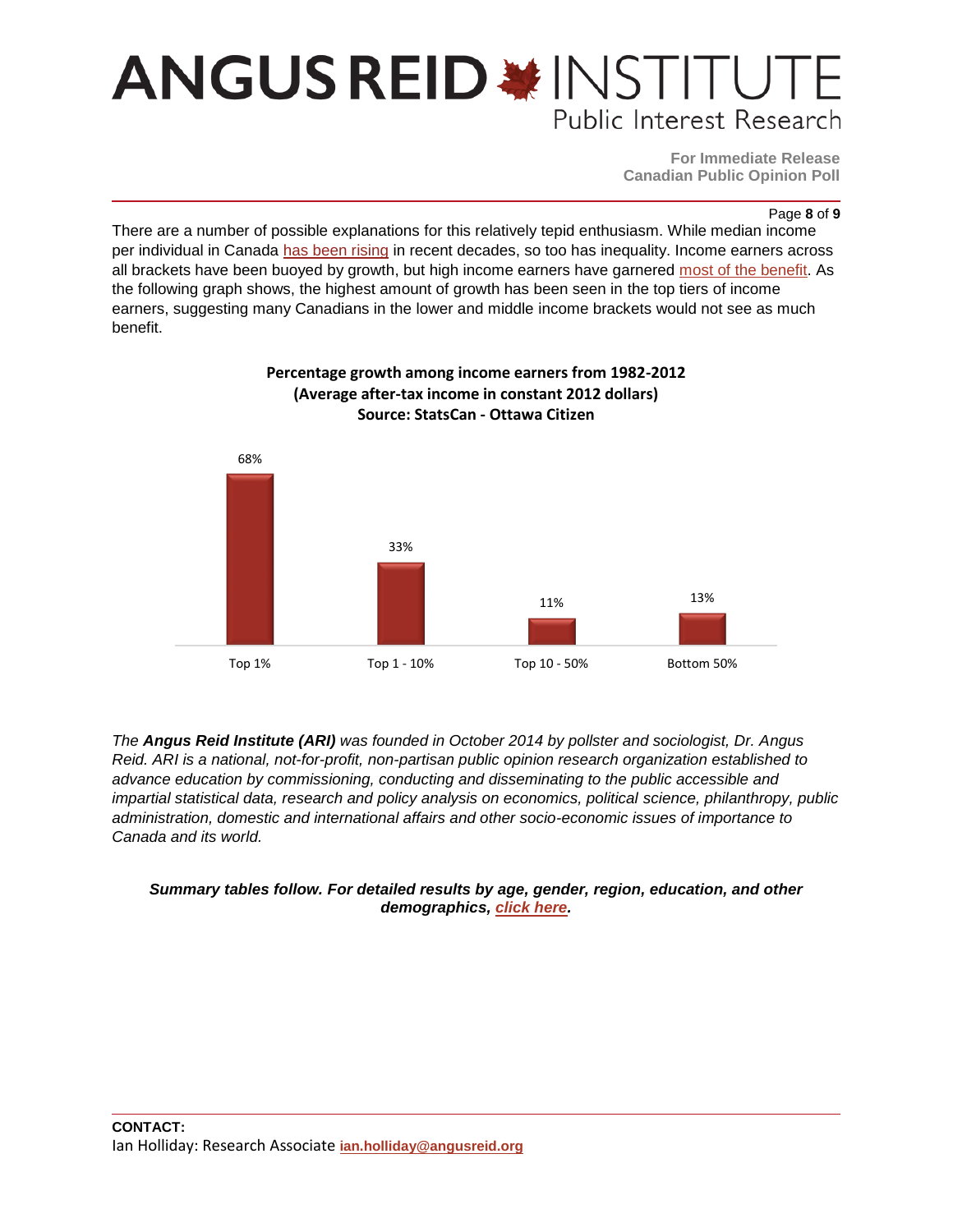There are a number of possible explanations for this relatively tepid enthusiasm. While median income per individual in Canada has been rising in recent decades, so too has inequality. Income earners across all brackets have been buoyed by growth, but high income earners have garnered most of the benefit. As the following graph shows, the highest amount of growth has been seen in the top tiers of income earners, suggesting many Canadians in the lower and middle income brackets would not see as much benefit.

**Percentage growth among income earners from 1982-2012**
**(Average after-tax income in constant 2012 dollars)**
**Source: StatsCan - Ottawa Citizen**

| Top 1% | Top 1 - 10% | Top 10 - 50% | Bottom 50% |
|---|---|---|---|
| 68% | 33% | 11% | 13% |

*The **Angus Reid Institute (ARI)** was founded in October 2014 by pollster and sociologist, Dr. Angus Reid. ARI is a national, not-for-profit, non-partisan public opinion research organization established to advance education by commissioning, conducting and disseminating to the public accessible and impartial statistical data, research and policy analysis on economics, political science, philanthropy, public administration, domestic and international affairs and other socio-economic issues of importance to Canada and its world.*

***Summary tables follow. For detailed results by age, gender, region, education, and other demographics, click here.***

**CONTACT:**
Ian Holliday: Research Associate **ian.holliday@angusreid.org**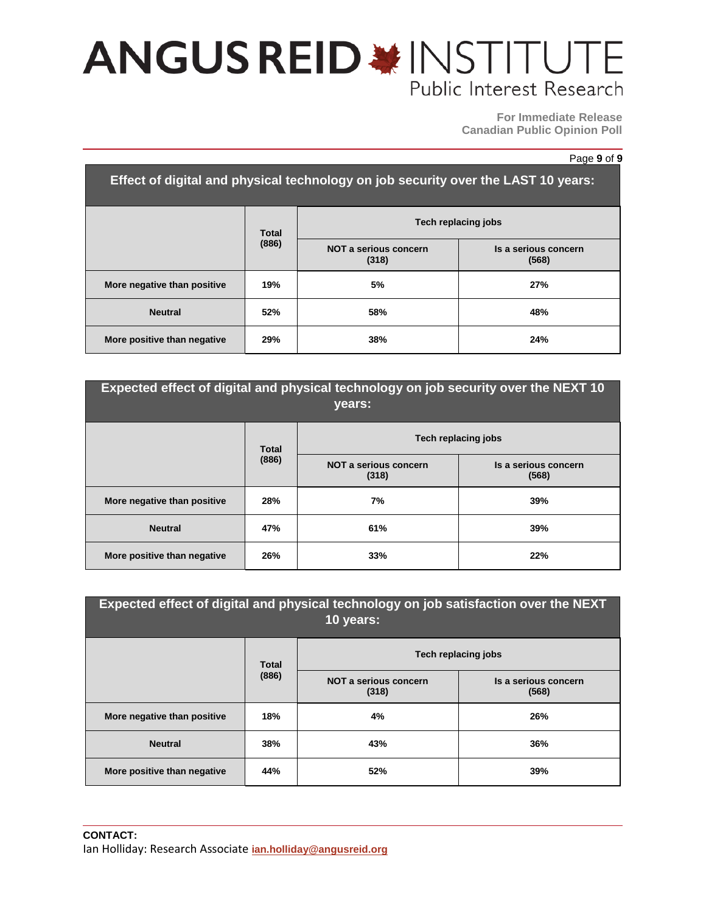### Effect of digital and physical technology on job security over the LAST 10 years:

| | Total (886) | Tech replacing jobs | |
|---|---|---|---|
| | | NOT a serious concern (318) | Is a serious concern (568) |
| More negative than positive | 19% | 5% | 27% |
| Neutral | 52% | 58% | 48% |
| More positive than negative | 29% | 38% | 24% |

### Expected effect of digital and physical technology on job security over the NEXT 10 years:

| | Total (886) | Tech replacing jobs | |
|---|---|---|---|
| | | NOT a serious concern (318) | Is a serious concern (568) |
| More negative than positive | 28% | 7% | 39% |
| Neutral | 47% | 61% | 39% |
| More positive than negative | 26% | 33% | 22% |

### Expected effect of digital and physical technology on job satisfaction over the NEXT 10 years:

| | Total (886) | Tech replacing jobs | |
|---|---|---|---|
| | | NOT a serious concern (318) | Is a serious concern (568) |
| More negative than positive | 18% | 4% | 26% |
| Neutral | 38% | 43% | 36% |
| More positive than negative | 44% | 52% | 39% |

**CONTACT:**
Ian Holliday: Research Associate **ian.holliday@angusreid.org**